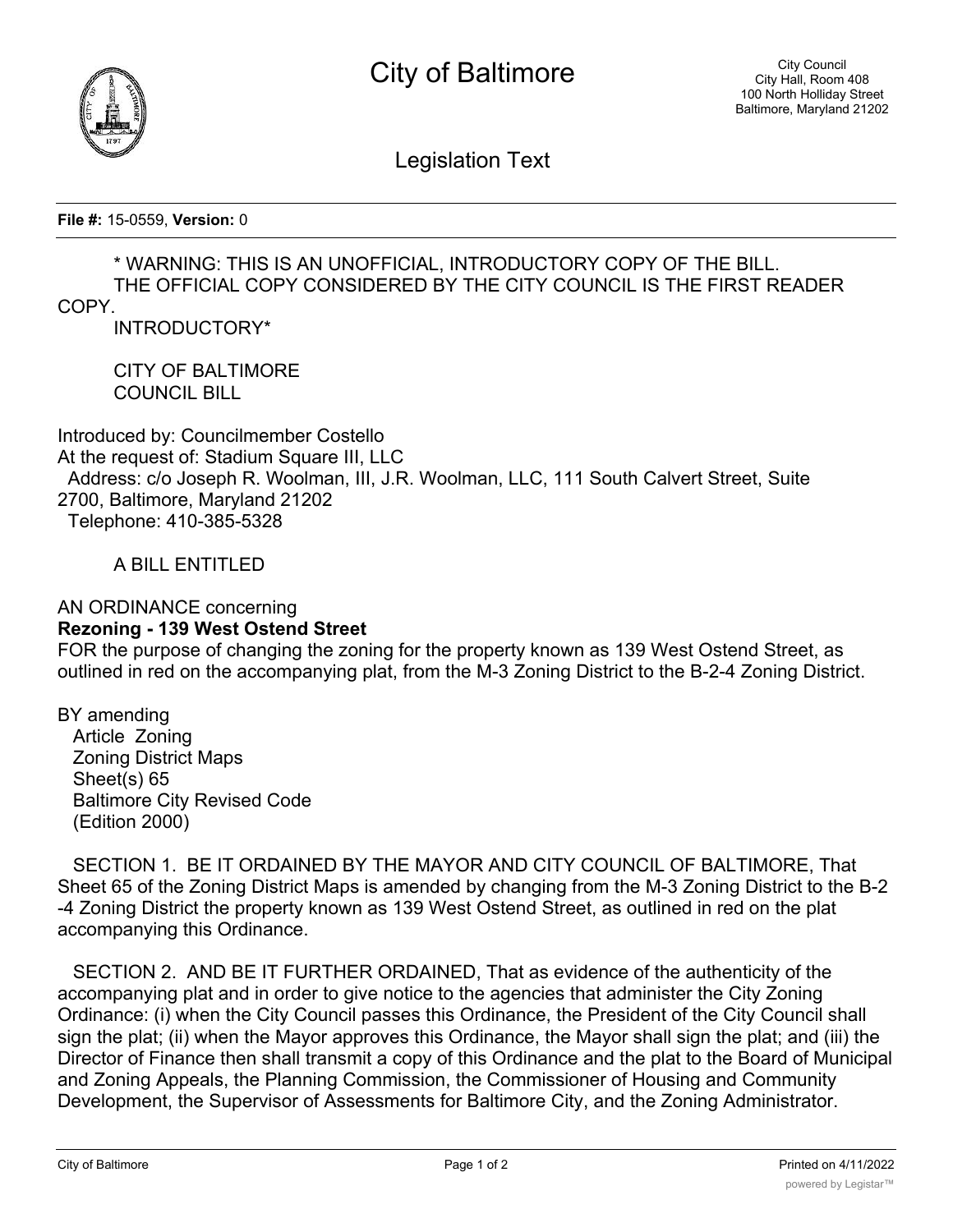# City of Baltimore

City Council
City Hall, Room 408
100 North Holliday Street
Baltimore, Maryland 21202

## Legislation Text

**File #:** 15-0559, **Version:** 0

* WARNING: THIS IS AN UNOFFICIAL, INTRODUCTORY COPY OF THE BILL.
THE OFFICIAL COPY CONSIDERED BY THE CITY COUNCIL IS THE FIRST READER COPY.
INTRODUCTORY*

CITY OF BALTIMORE
COUNCIL BILL

Introduced by: Councilmember Costello
At the request of: Stadium Square III, LLC
Address: c/o Joseph R. Woolman, III, J.R. Woolman, LLC, 111 South Calvert Street, Suite 2700, Baltimore, Maryland 21202
Telephone: 410-385-5328

A BILL ENTITLED

AN ORDINANCE concerning
**Rezoning - 139 West Ostend Street**
FOR the purpose of changing the zoning for the property known as 139 West Ostend Street, as outlined in red on the accompanying plat, from the M-3 Zoning District to the B-2-4 Zoning District.

BY amending
Article Zoning
Zoning District Maps
Sheet(s) 65
Baltimore City Revised Code
(Edition 2000)

SECTION 1. BE IT ORDAINED BY THE MAYOR AND CITY COUNCIL OF BALTIMORE, That Sheet 65 of the Zoning District Maps is amended by changing from the M-3 Zoning District to the B-2-4 Zoning District the property known as 139 West Ostend Street, as outlined in red on the plat accompanying this Ordinance.

SECTION 2. AND BE IT FURTHER ORDAINED, That as evidence of the authenticity of the accompanying plat and in order to give notice to the agencies that administer the City Zoning Ordinance: (i) when the City Council passes this Ordinance, the President of the City Council shall sign the plat; (ii) when the Mayor approves this Ordinance, the Mayor shall sign the plat; and (iii) the Director of Finance then shall transmit a copy of this Ordinance and the plat to the Board of Municipal and Zoning Appeals, the Planning Commission, the Commissioner of Housing and Community Development, the Supervisor of Assessments for Baltimore City, and the Zoning Administrator.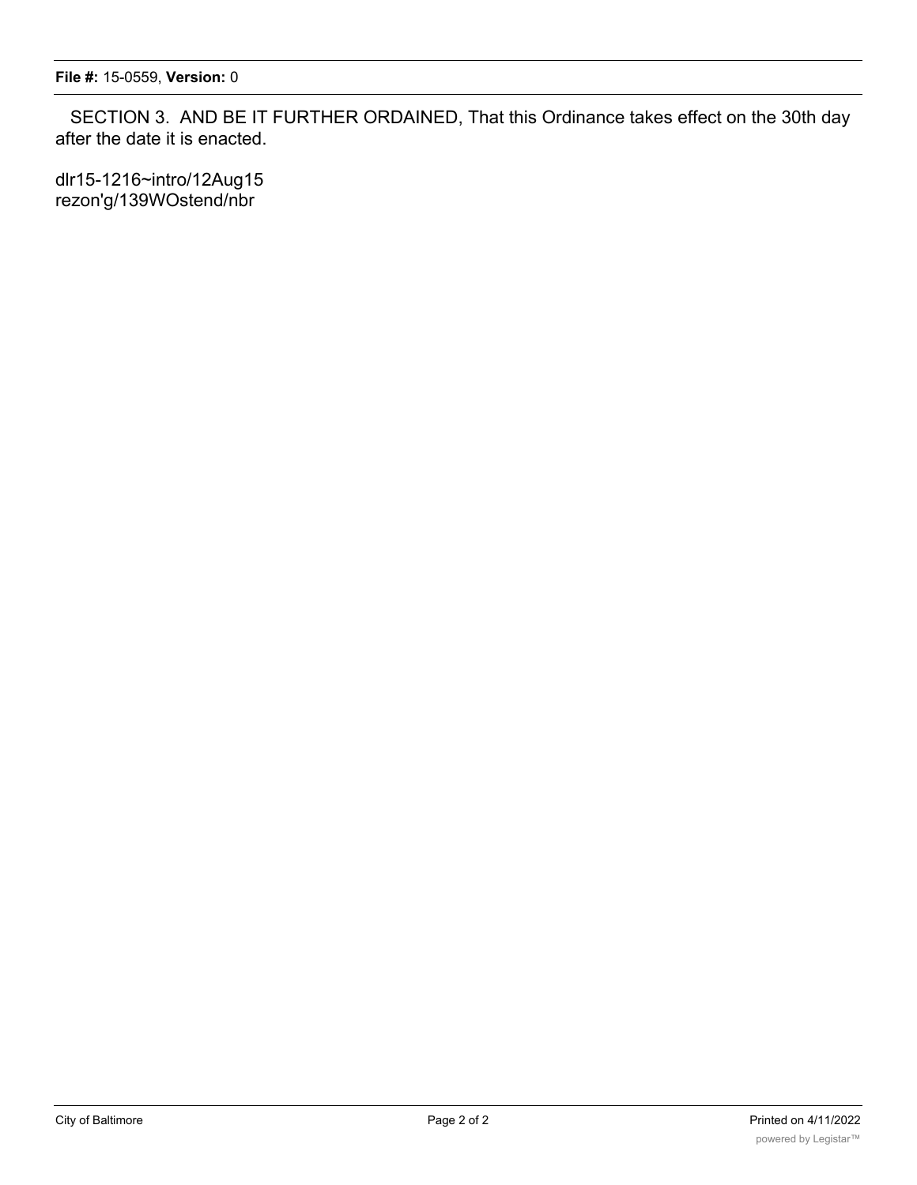SECTION 3. AND BE IT FURTHER ORDAINED, That this Ordinance takes effect on the 30th day after the date it is enacted.

dlr15-1216~intro/12Aug15
rezon'g/139WOstend/nbr